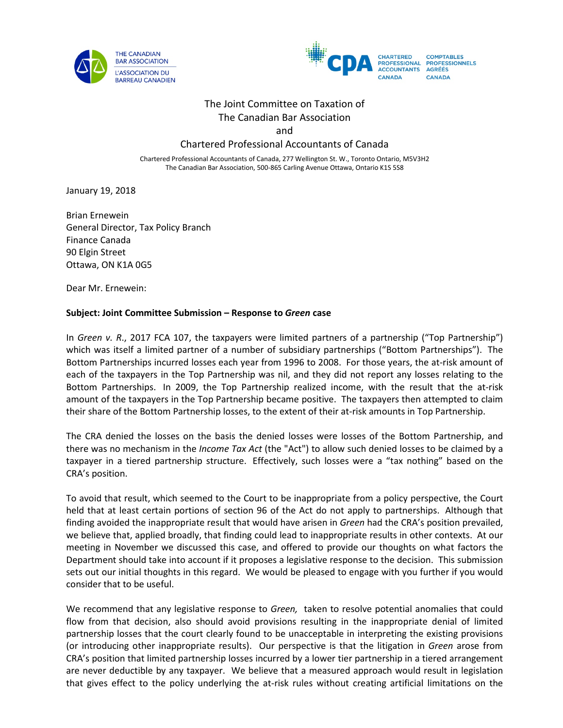THE CANADIAN BAR ASSOCIATION
L'ASSOCIATION DU BARREAU CANADIEN

CHARTERED PROFESSIONAL ACCOUNTANTS CANADA
COMPTABLES PROFESSIONNELS AGRÉÉS CANADA

The Joint Committee on Taxation of
The Canadian Bar Association
and
Chartered Professional Accountants of Canada

Chartered Professional Accountants of Canada, 277 Wellington St. W., Toronto Ontario, M5V3H2
The Canadian Bar Association, 500-865 Carling Avenue Ottawa, Ontario K1S 5S8

January 19, 2018

Brian Ernewein
General Director, Tax Policy Branch
Finance Canada
90 Elgin Street
Ottawa, ON K1A 0G5

Dear Mr. Ernewein:

**Subject: Joint Committee Submission – Response to *Green* case**

In *Green v. R*., 2017 FCA 107, the taxpayers were limited partners of a partnership ("Top Partnership") which was itself a limited partner of a number of subsidiary partnerships ("Bottom Partnerships"). The Bottom Partnerships incurred losses each year from 1996 to 2008. For those years, the at-risk amount of each of the taxpayers in the Top Partnership was nil, and they did not report any losses relating to the Bottom Partnerships. In 2009, the Top Partnership realized income, with the result that the at-risk amount of the taxpayers in the Top Partnership became positive. The taxpayers then attempted to claim their share of the Bottom Partnership losses, to the extent of their at-risk amounts in Top Partnership.

The CRA denied the losses on the basis the denied losses were losses of the Bottom Partnership, and there was no mechanism in the *Income Tax Act* (the "Act") to allow such denied losses to be claimed by a taxpayer in a tiered partnership structure. Effectively, such losses were a "tax nothing" based on the CRA's position.

To avoid that result, which seemed to the Court to be inappropriate from a policy perspective, the Court held that at least certain portions of section 96 of the Act do not apply to partnerships. Although that finding avoided the inappropriate result that would have arisen in *Green* had the CRA's position prevailed, we believe that, applied broadly, that finding could lead to inappropriate results in other contexts. At our meeting in November we discussed this case, and offered to provide our thoughts on what factors the Department should take into account if it proposes a legislative response to the decision. This submission sets out our initial thoughts in this regard. We would be pleased to engage with you further if you would consider that to be useful.

We recommend that any legislative response to *Green,* taken to resolve potential anomalies that could flow from that decision, also should avoid provisions resulting in the inappropriate denial of limited partnership losses that the court clearly found to be unacceptable in interpreting the existing provisions (or introducing other inappropriate results). Our perspective is that the litigation in *Green* arose from CRA's position that limited partnership losses incurred by a lower tier partnership in a tiered arrangement are never deductible by any taxpayer. We believe that a measured approach would result in legislation that gives effect to the policy underlying the at-risk rules without creating artificial limitations on the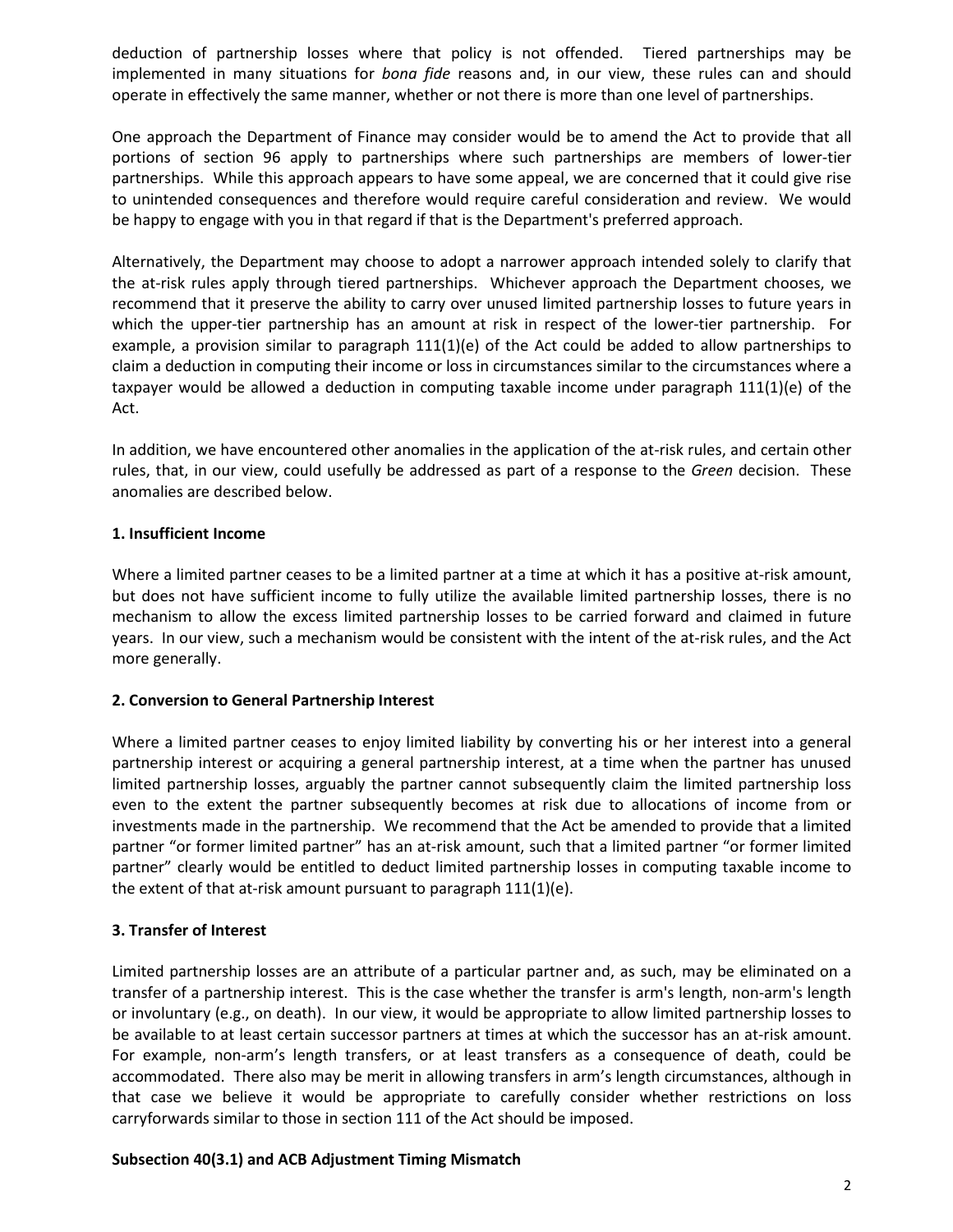deduction of partnership losses where that policy is not offended. Tiered partnerships may be implemented in many situations for *bona fide* reasons and, in our view, these rules can and should operate in effectively the same manner, whether or not there is more than one level of partnerships.

One approach the Department of Finance may consider would be to amend the Act to provide that all portions of section 96 apply to partnerships where such partnerships are members of lower-tier partnerships. While this approach appears to have some appeal, we are concerned that it could give rise to unintended consequences and therefore would require careful consideration and review. We would be happy to engage with you in that regard if that is the Department's preferred approach.

Alternatively, the Department may choose to adopt a narrower approach intended solely to clarify that the at-risk rules apply through tiered partnerships. Whichever approach the Department chooses, we recommend that it preserve the ability to carry over unused limited partnership losses to future years in which the upper-tier partnership has an amount at risk in respect of the lower-tier partnership. For example, a provision similar to paragraph 111(1)(e) of the Act could be added to allow partnerships to claim a deduction in computing their income or loss in circumstances similar to the circumstances where a taxpayer would be allowed a deduction in computing taxable income under paragraph 111(1)(e) of the Act.

In addition, we have encountered other anomalies in the application of the at-risk rules, and certain other rules, that, in our view, could usefully be addressed as part of a response to the *Green* decision. These anomalies are described below.

**1. Insufficient Income**

Where a limited partner ceases to be a limited partner at a time at which it has a positive at-risk amount, but does not have sufficient income to fully utilize the available limited partnership losses, there is no mechanism to allow the excess limited partnership losses to be carried forward and claimed in future years. In our view, such a mechanism would be consistent with the intent of the at-risk rules, and the Act more generally.

**2. Conversion to General Partnership Interest**

Where a limited partner ceases to enjoy limited liability by converting his or her interest into a general partnership interest or acquiring a general partnership interest, at a time when the partner has unused limited partnership losses, arguably the partner cannot subsequently claim the limited partnership loss even to the extent the partner subsequently becomes at risk due to allocations of income from or investments made in the partnership. We recommend that the Act be amended to provide that a limited partner "or former limited partner" has an at-risk amount, such that a limited partner "or former limited partner" clearly would be entitled to deduct limited partnership losses in computing taxable income to the extent of that at-risk amount pursuant to paragraph 111(1)(e).

**3. Transfer of Interest**

Limited partnership losses are an attribute of a particular partner and, as such, may be eliminated on a transfer of a partnership interest. This is the case whether the transfer is arm's length, non-arm's length or involuntary (e.g., on death). In our view, it would be appropriate to allow limited partnership losses to be available to at least certain successor partners at times at which the successor has an at-risk amount. For example, non-arm's length transfers, or at least transfers as a consequence of death, could be accommodated. There also may be merit in allowing transfers in arm's length circumstances, although in that case we believe it would be appropriate to carefully consider whether restrictions on loss carryforwards similar to those in section 111 of the Act should be imposed.

**Subsection 40(3.1) and ACB Adjustment Timing Mismatch**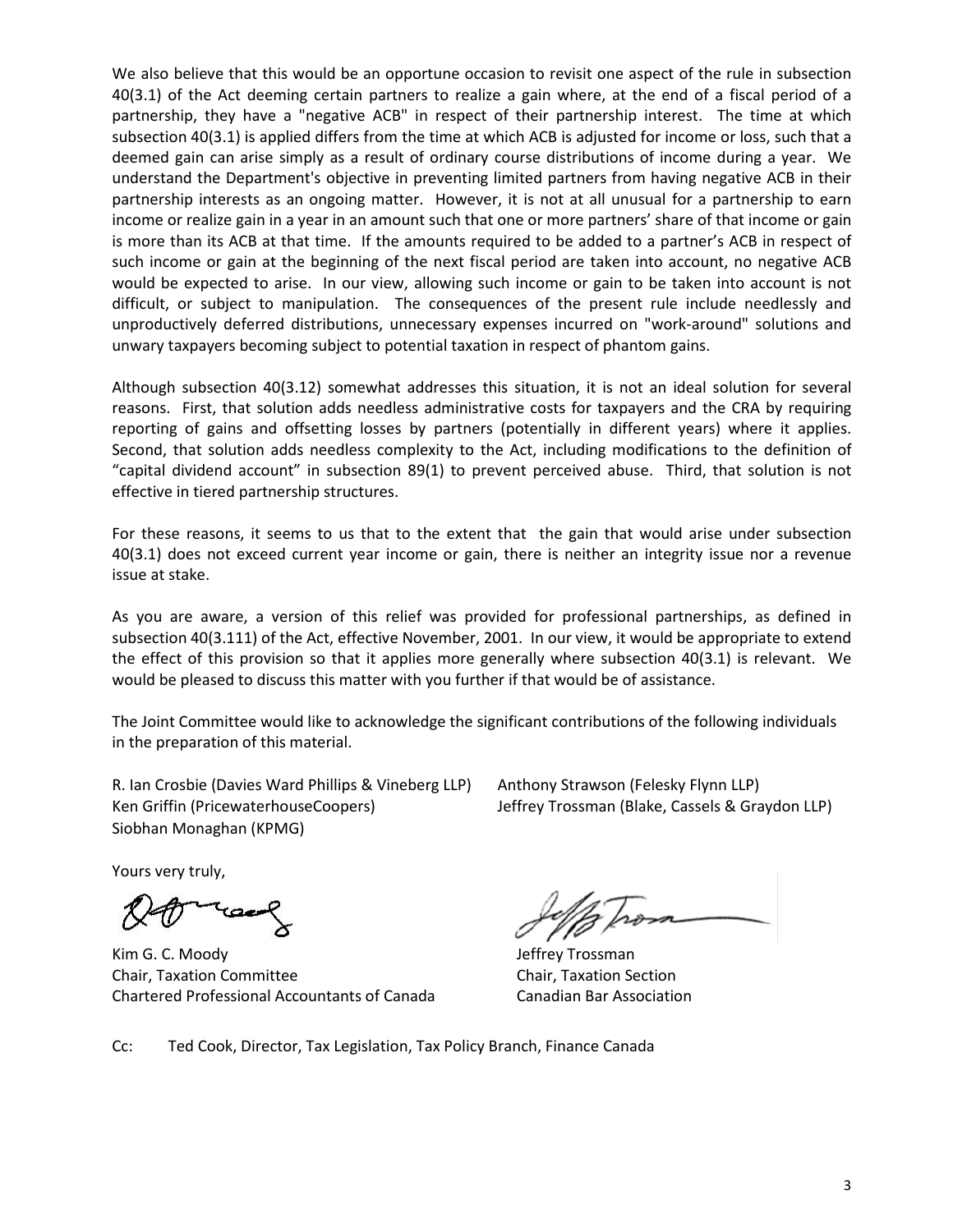We also believe that this would be an opportune occasion to revisit one aspect of the rule in subsection 40(3.1) of the Act deeming certain partners to realize a gain where, at the end of a fiscal period of a partnership, they have a "negative ACB" in respect of their partnership interest. The time at which subsection 40(3.1) is applied differs from the time at which ACB is adjusted for income or loss, such that a deemed gain can arise simply as a result of ordinary course distributions of income during a year. We understand the Department's objective in preventing limited partners from having negative ACB in their partnership interests as an ongoing matter. However, it is not at all unusual for a partnership to earn income or realize gain in a year in an amount such that one or more partners' share of that income or gain is more than its ACB at that time. If the amounts required to be added to a partner's ACB in respect of such income or gain at the beginning of the next fiscal period are taken into account, no negative ACB would be expected to arise. In our view, allowing such income or gain to be taken into account is not difficult, or subject to manipulation. The consequences of the present rule include needlessly and unproductively deferred distributions, unnecessary expenses incurred on "work-around" solutions and unwary taxpayers becoming subject to potential taxation in respect of phantom gains.

Although subsection 40(3.12) somewhat addresses this situation, it is not an ideal solution for several reasons. First, that solution adds needless administrative costs for taxpayers and the CRA by requiring reporting of gains and offsetting losses by partners (potentially in different years) where it applies. Second, that solution adds needless complexity to the Act, including modifications to the definition of "capital dividend account" in subsection 89(1) to prevent perceived abuse. Third, that solution is not effective in tiered partnership structures.

For these reasons, it seems to us that to the extent that the gain that would arise under subsection 40(3.1) does not exceed current year income or gain, there is neither an integrity issue nor a revenue issue at stake.

As you are aware, a version of this relief was provided for professional partnerships, as defined in subsection 40(3.111) of the Act, effective November, 2001. In our view, it would be appropriate to extend the effect of this provision so that it applies more generally where subsection 40(3.1) is relevant. We would be pleased to discuss this matter with you further if that would be of assistance.

The Joint Committee would like to acknowledge the significant contributions of the following individuals in the preparation of this material.

R. Ian Crosbie (Davies Ward Phillips & Vineberg LLP)
Ken Griffin (PricewaterhouseCoopers)
Siobhan Monaghan (KPMG)
Anthony Strawson (Felesky Flynn LLP)
Jeffrey Trossman (Blake, Cassels & Graydon LLP)

Yours very truly,

Kim G. C. Moody
Chair, Taxation Committee
Chartered Professional Accountants of Canada

Jeffrey Trossman
Chair, Taxation Section
Canadian Bar Association

Cc: Ted Cook, Director, Tax Legislation, Tax Policy Branch, Finance Canada